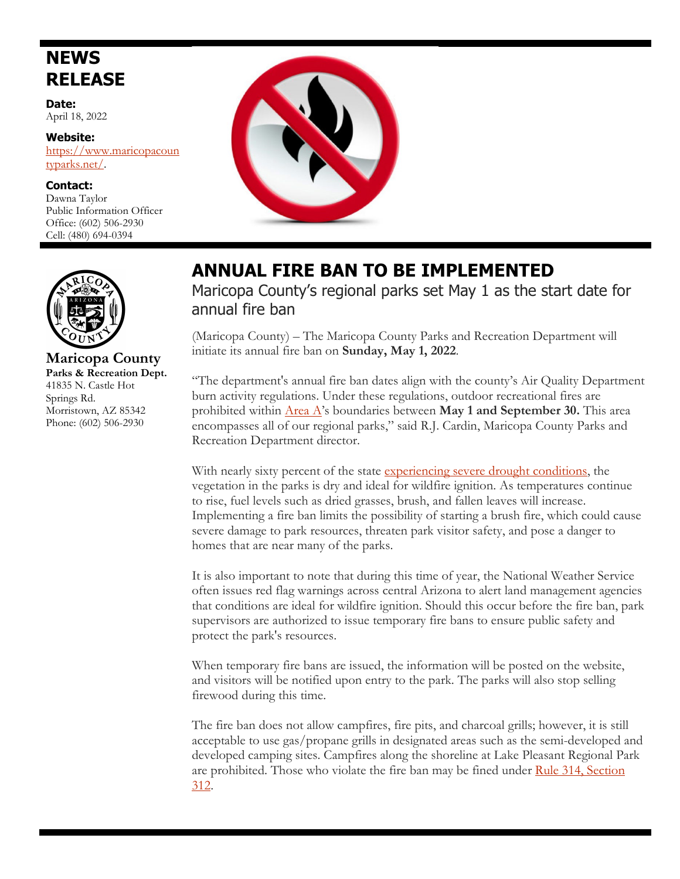# NEWS RELEASE

**Date:**
April 18, 2022

**Website:**
[https://www.maricopacountyparks.net/](https://www.maricopacountyparks.net/).

**Contact:**
Dawna Taylor
Public Information Officer
Office: (602) 506-2930
Cell: (480) 694-0394

**Maricopa County**
**Parks & Recreation Dept.**
41835 N. Castle Hot Springs Rd.
Morristown, AZ 85342
Phone: (602) 506-2930

## ANNUAL FIRE BAN TO BE IMPLEMENTED

### Maricopa County's regional parks set May 1 as the start date for annual fire ban

(Maricopa County) – The Maricopa County Parks and Recreation Department will initiate its annual fire ban on **Sunday, May 1, 2022**.

"The department's annual fire ban dates align with the county's Air Quality Department burn activity regulations. Under these regulations, outdoor recreational fires are prohibited within Area A's boundaries between **May 1 and September 30.** This area encompasses all of our regional parks," said R.J. Cardin, Maricopa County Parks and Recreation Department director.

With nearly sixty percent of the state experiencing severe drought conditions, the vegetation in the parks is dry and ideal for wildfire ignition. As temperatures continue to rise, fuel levels such as dried grasses, brush, and fallen leaves will increase. Implementing a fire ban limits the possibility of starting a brush fire, which could cause severe damage to park resources, threaten park visitor safety, and pose a danger to homes that are near many of the parks.

It is also important to note that during this time of year, the National Weather Service often issues red flag warnings across central Arizona to alert land management agencies that conditions are ideal for wildfire ignition. Should this occur before the fire ban, park supervisors are authorized to issue temporary fire bans to ensure public safety and protect the park's resources.

When temporary fire bans are issued, the information will be posted on the website, and visitors will be notified upon entry to the park. The parks will also stop selling firewood during this time.

The fire ban does not allow campfires, fire pits, and charcoal grills; however, it is still acceptable to use gas/propane grills in designated areas such as the semi-developed and developed camping sites. Campfires along the shoreline at Lake Pleasant Regional Park are prohibited. Those who violate the fire ban may be fined under Rule 314, Section 312.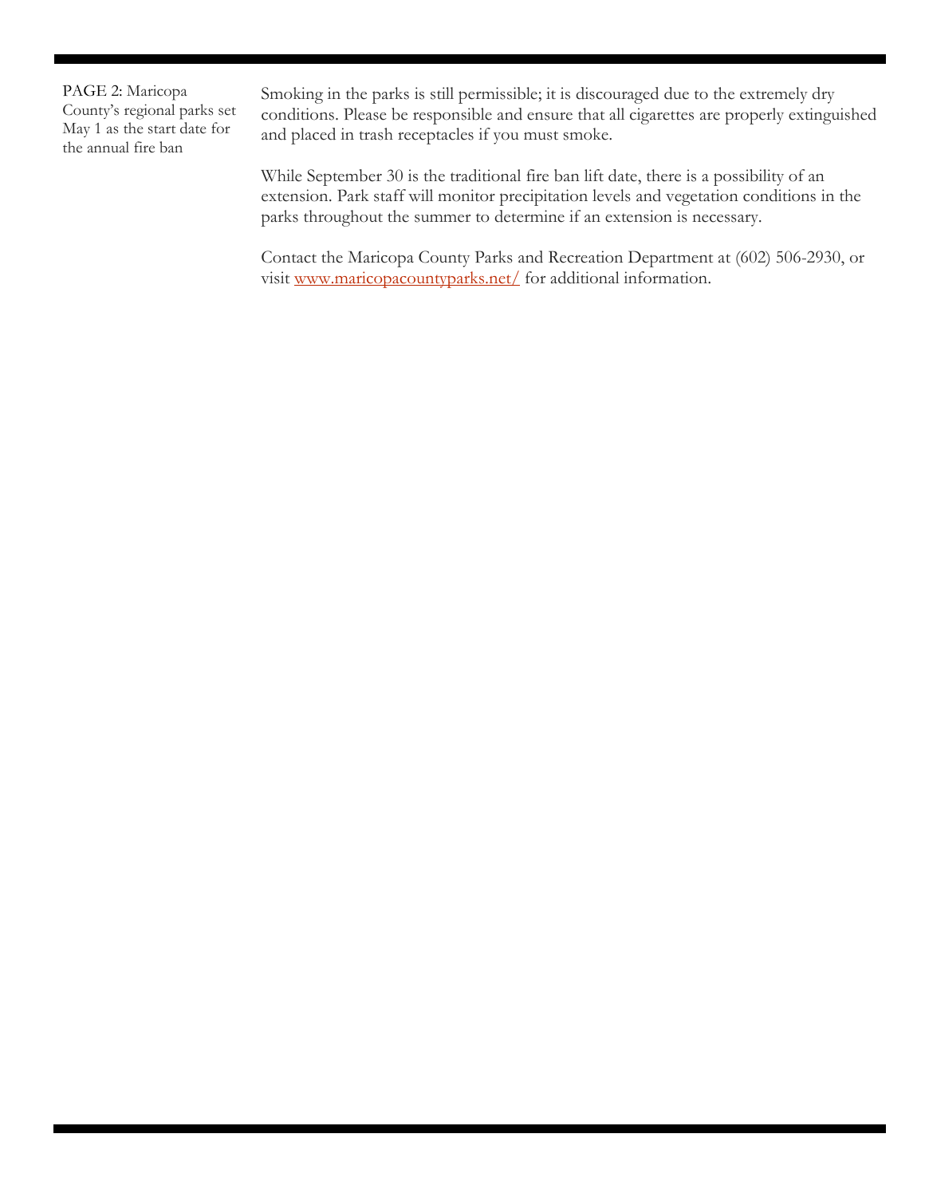PAGE 2: Maricopa County's regional parks set May 1 as the start date for the annual fire ban

Smoking in the parks is still permissible; it is discouraged due to the extremely dry conditions. Please be responsible and ensure that all cigarettes are properly extinguished and placed in trash receptacles if you must smoke.

While September 30 is the traditional fire ban lift date, there is a possibility of an extension. Park staff will monitor precipitation levels and vegetation conditions in the parks throughout the summer to determine if an extension is necessary.

Contact the Maricopa County Parks and Recreation Department at (602) 506-2930, or visit [www.maricopacountyparks.net/](http://www.maricopacountyparks.net/) for additional information.